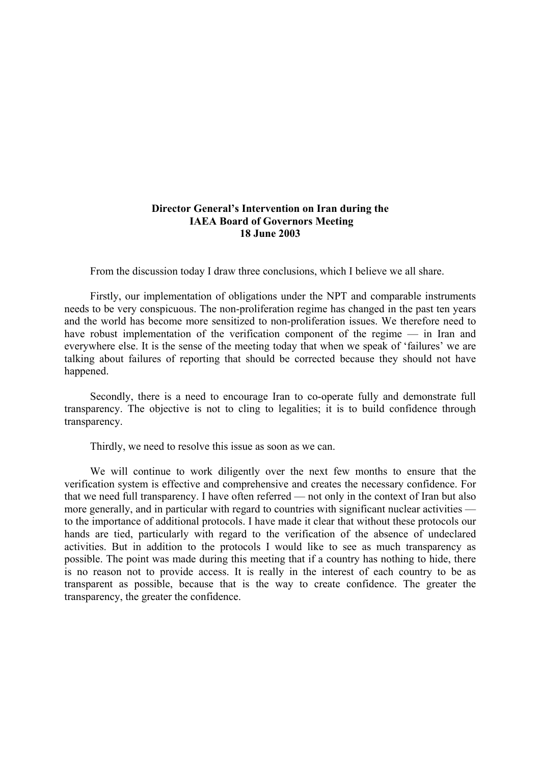# Director General's Intervention on Iran during the IAEA Board of Governors Meeting 18 June 2003

From the discussion today I draw three conclusions, which I believe we all share.

Firstly, our implementation of obligations under the NPT and comparable instruments needs to be very conspicuous. The non-proliferation regime has changed in the past ten years and the world has become more sensitized to non-proliferation issues. We therefore need to have robust implementation of the verification component of the regime — in Iran and everywhere else. It is the sense of the meeting today that when we speak of 'failures' we are talking about failures of reporting that should be corrected because they should not have happened.

Secondly, there is a need to encourage Iran to co-operate fully and demonstrate full transparency. The objective is not to cling to legalities; it is to build confidence through transparency.

Thirdly, we need to resolve this issue as soon as we can.

We will continue to work diligently over the next few months to ensure that the verification system is effective and comprehensive and creates the necessary confidence. For that we need full transparency. I have often referred — not only in the context of Iran but also more generally, and in particular with regard to countries with significant nuclear activities — to the importance of additional protocols. I have made it clear that without these protocols our hands are tied, particularly with regard to the verification of the absence of undeclared activities. But in addition to the protocols I would like to see as much transparency as possible. The point was made during this meeting that if a country has nothing to hide, there is no reason not to provide access. It is really in the interest of each country to be as transparent as possible, because that is the way to create confidence. The greater the transparency, the greater the confidence.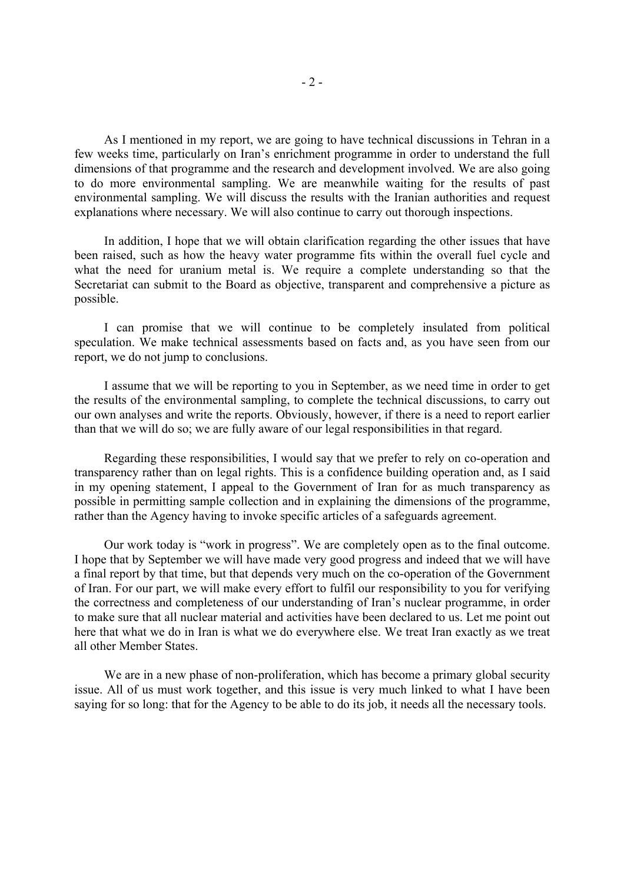As I mentioned in my report, we are going to have technical discussions in Tehran in a few weeks time, particularly on Iran's enrichment programme in order to understand the full dimensions of that programme and the research and development involved. We are also going to do more environmental sampling. We are meanwhile waiting for the results of past environmental sampling. We will discuss the results with the Iranian authorities and request explanations where necessary. We will also continue to carry out thorough inspections.

In addition, I hope that we will obtain clarification regarding the other issues that have been raised, such as how the heavy water programme fits within the overall fuel cycle and what the need for uranium metal is. We require a complete understanding so that the Secretariat can submit to the Board as objective, transparent and comprehensive a picture as possible.

I can promise that we will continue to be completely insulated from political speculation. We make technical assessments based on facts and, as you have seen from our report, we do not jump to conclusions.

I assume that we will be reporting to you in September, as we need time in order to get the results of the environmental sampling, to complete the technical discussions, to carry out our own analyses and write the reports. Obviously, however, if there is a need to report earlier than that we will do so; we are fully aware of our legal responsibilities in that regard.

Regarding these responsibilities, I would say that we prefer to rely on co-operation and transparency rather than on legal rights. This is a confidence building operation and, as I said in my opening statement, I appeal to the Government of Iran for as much transparency as possible in permitting sample collection and in explaining the dimensions of the programme, rather than the Agency having to invoke specific articles of a safeguards agreement.

Our work today is "work in progress". We are completely open as to the final outcome. I hope that by September we will have made very good progress and indeed that we will have a final report by that time, but that depends very much on the co-operation of the Government of Iran. For our part, we will make every effort to fulfil our responsibility to you for verifying the correctness and completeness of our understanding of Iran's nuclear programme, in order to make sure that all nuclear material and activities have been declared to us. Let me point out here that what we do in Iran is what we do everywhere else. We treat Iran exactly as we treat all other Member States.

We are in a new phase of non-proliferation, which has become a primary global security issue. All of us must work together, and this issue is very much linked to what I have been saying for so long: that for the Agency to be able to do its job, it needs all the necessary tools.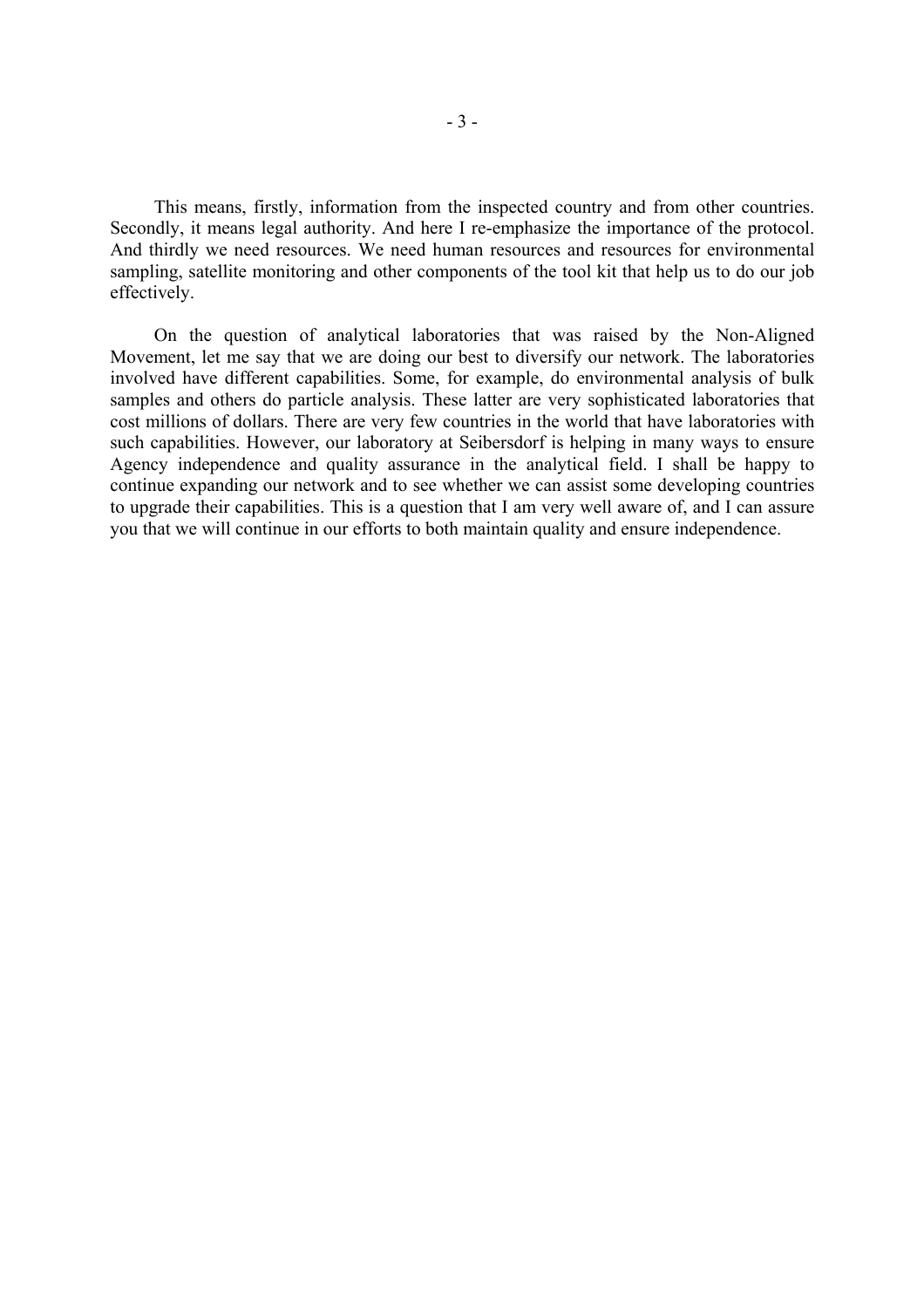This means, firstly, information from the inspected country and from other countries. Secondly, it means legal authority. And here I re-emphasize the importance of the protocol. And thirdly we need resources. We need human resources and resources for environmental sampling, satellite monitoring and other components of the tool kit that help us to do our job effectively.

On the question of analytical laboratories that was raised by the Non-Aligned Movement, let me say that we are doing our best to diversify our network. The laboratories involved have different capabilities. Some, for example, do environmental analysis of bulk samples and others do particle analysis. These latter are very sophisticated laboratories that cost millions of dollars. There are very few countries in the world that have laboratories with such capabilities. However, our laboratory at Seibersdorf is helping in many ways to ensure Agency independence and quality assurance in the analytical field. I shall be happy to continue expanding our network and to see whether we can assist some developing countries to upgrade their capabilities. This is a question that I am very well aware of, and I can assure you that we will continue in our efforts to both maintain quality and ensure independence.